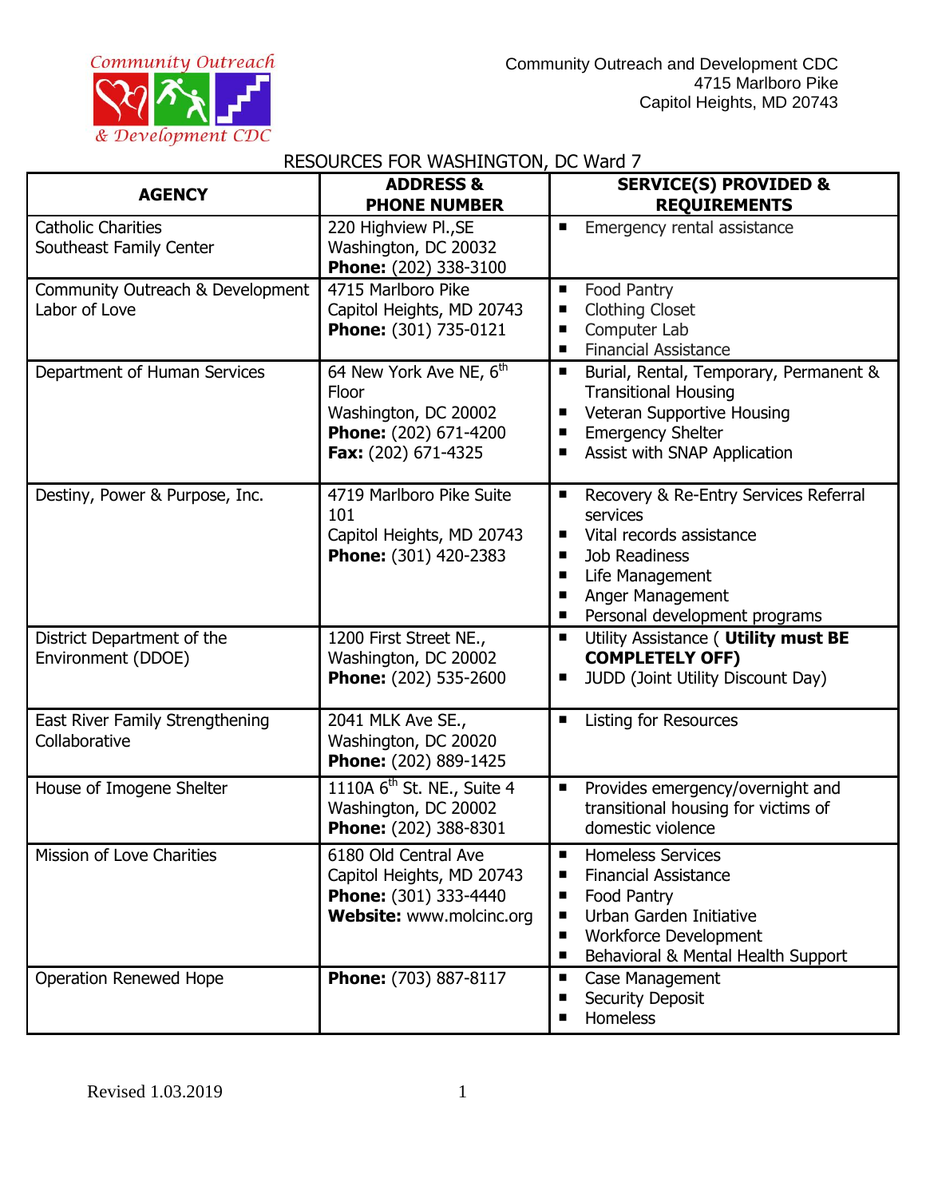Community Outreach and Development CDC
4715 Marlboro Pike
Capitol Heights, MD 20743

RESOURCES FOR WASHINGTON, DC Ward 7

| AGENCY | ADDRESS & PHONE NUMBER | SERVICE(S) PROVIDED & REQUIREMENTS |
|---|---|---|
| Catholic Charities Southeast Family Center | 220 Highview Pl.,SE Washington, DC 20032 **Phone:** (202) 338-3100 | ▪ Emergency rental assistance |
| Community Outreach & Development Labor of Love | 4715 Marlboro Pike Capitol Heights, MD 20743 **Phone:** (301) 735-0121 | ▪ Food Pantry<br>▪ Clothing Closet<br>▪ Computer Lab<br>▪ Financial Assistance |
| Department of Human Services | 64 New York Ave NE, 6th Floor Washington, DC 20002 **Phone:** (202) 671-4200 **Fax:** (202) 671-4325 | ▪ Burial, Rental, Temporary, Permanent & Transitional Housing<br>▪ Veteran Supportive Housing<br>▪ Emergency Shelter<br>▪ Assist with SNAP Application |
| Destiny, Power & Purpose, Inc. | 4719 Marlboro Pike Suite 101 Capitol Heights, MD 20743 **Phone:** (301) 420-2383 | ▪ Recovery & Re-Entry Services Referral services<br>▪ Vital records assistance<br>▪ Job Readiness<br>▪ Life Management<br>▪ Anger Management<br>▪ Personal development programs |
| District Department of the Environment (DDOE) | 1200 First Street NE., Washington, DC 20002 **Phone:** (202) 535-2600 | ▪ Utility Assistance ( **Utility must BE COMPLETELY OFF)**<br>▪ JUDD (Joint Utility Discount Day) |
| East River Family Strengthening Collaborative | 2041 MLK Ave SE., Washington, DC 20020 **Phone:** (202) 889-1425 | ▪ Listing for Resources |
| House of Imogene Shelter | 1110A 6th St. NE., Suite 4 Washington, DC 20002 **Phone:** (202) 388-8301 | ▪ Provides emergency/overnight and transitional housing for victims of domestic violence |
| Mission of Love Charities | 6180 Old Central Ave Capitol Heights, MD 20743 **Phone:** (301) 333-4440 **Website:** www.molcinc.org | ▪ Homeless Services<br>▪ Financial Assistance<br>▪ Food Pantry<br>▪ Urban Garden Initiative<br>▪ Workforce Development<br>▪ Behavioral & Mental Health Support |
| Operation Renewed Hope | **Phone:** (703) 887-8117 | ▪ Case Management<br>▪ Security Deposit<br>▪ Homeless |

Revised 1.03.2019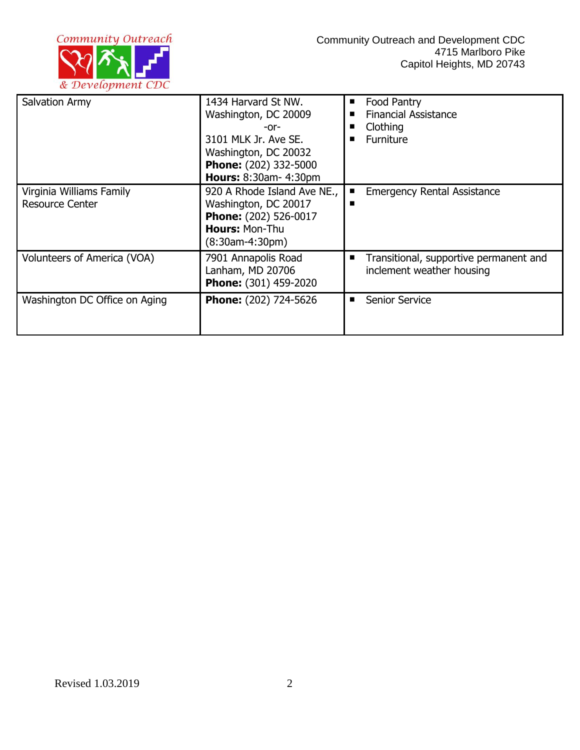| | | |
|---|---|---|
| Salvation Army | 1434 Harvard St NW. Washington, DC 20009 -or- 3101 MLK Jr. Ave SE. Washington, DC 20032 **Phone:** (202) 332-5000 **Hours:** 8:30am- 4:30pm | ▪ Food Pantry ▪ Financial Assistance ▪ Clothing ▪ Furniture |
| Virginia Williams Family Resource Center | 920 A Rhode Island Ave NE., Washington, DC 20017 **Phone:** (202) 526-0017 **Hours:** Mon-Thu (8:30am-4:30pm) | ▪ Emergency Rental Assistance ▪ |
| Volunteers of America (VOA) | 7901 Annapolis Road Lanham, MD 20706 **Phone:** (301) 459-2020 | ▪ Transitional, supportive permanent and inclement weather housing |
| Washington DC Office on Aging | **Phone:** (202) 724-5626 | ▪ Senior Service |

Revised 1.03.2019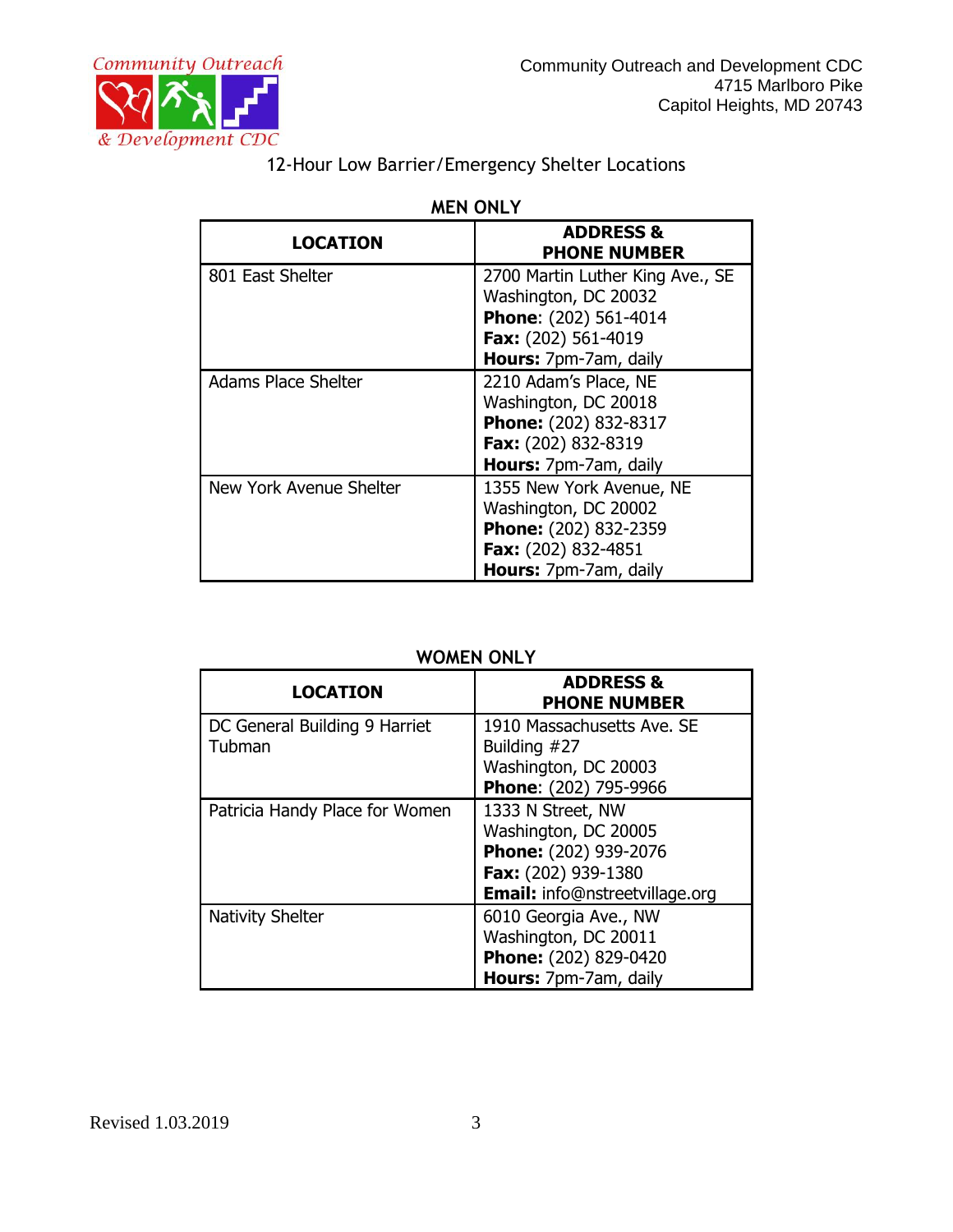Community Outreach and Development CDC
4715 Marlboro Pike
Capitol Heights, MD 20743

## 12-Hour Low Barrier/Emergency Shelter Locations

### MEN ONLY

| LOCATION | ADDRESS & PHONE NUMBER |
|---|---|
| 801 East Shelter | 2700 Martin Luther King Ave., SE<br>Washington, DC 20032<br>**Phone**: (202) 561-4014<br>**Fax:** (202) 561-4019<br>**Hours:** 7pm-7am, daily |
| Adams Place Shelter | 2210 Adam's Place, NE<br>Washington, DC 20018<br>**Phone:** (202) 832-8317<br>**Fax:** (202) 832-8319<br>**Hours:** 7pm-7am, daily |
| New York Avenue Shelter | 1355 New York Avenue, NE<br>Washington, DC 20002<br>**Phone:** (202) 832-2359<br>**Fax:** (202) 832-4851<br>**Hours:** 7pm-7am, daily |

### WOMEN ONLY

| LOCATION | ADDRESS & PHONE NUMBER |
|---|---|
| DC General Building 9 Harriet Tubman | 1910 Massachusetts Ave. SE<br>Building #27<br>Washington, DC 20003<br>**Phone**: (202) 795-9966 |
| Patricia Handy Place for Women | 1333 N Street, NW<br>Washington, DC 20005<br>**Phone:** (202) 939-2076<br>**Fax:** (202) 939-1380<br>**Email:** info@nstreetvillage.org |
| Nativity Shelter | 6010 Georgia Ave., NW<br>Washington, DC 20011<br>**Phone:** (202) 829-0420<br>**Hours:** 7pm-7am, daily |

Revised 1.03.2019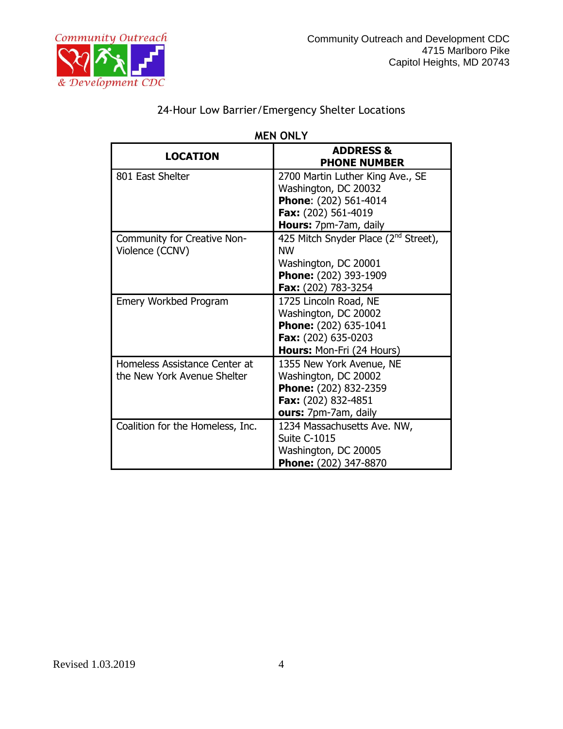Community Outreach and Development CDC
4715 Marlboro Pike
Capitol Heights, MD 20743

## 24-Hour Low Barrier/Emergency Shelter Locations

### MEN ONLY

| LOCATION | ADDRESS & PHONE NUMBER |
|---|---|
| 801 East Shelter | 2700 Martin Luther King Ave., SE<br>Washington, DC 20032<br>**Phone**: (202) 561-4014<br>**Fax:** (202) 561-4019<br>**Hours:** 7pm-7am, daily |
| Community for Creative Non-Violence (CCNV) | 425 Mitch Snyder Place (2nd Street), NW<br>Washington, DC 20001<br>**Phone:** (202) 393-1909<br>**Fax:** (202) 783-3254 |
| Emery Workbed Program | 1725 Lincoln Road, NE<br>Washington, DC 20002<br>**Phone:** (202) 635-1041<br>**Fax:** (202) 635-0203<br>**Hours:** Mon-Fri (24 Hours) |
| Homeless Assistance Center at the New York Avenue Shelter | 1355 New York Avenue, NE<br>Washington, DC 20002<br>**Phone:** (202) 832-2359<br>**Fax:** (202) 832-4851<br>**ours:** 7pm-7am, daily |
| Coalition for the Homeless, Inc. | 1234 Massachusetts Ave. NW, Suite C-1015<br>Washington, DC 20005<br>**Phone:** (202) 347-8870 |

Revised 1.03.2019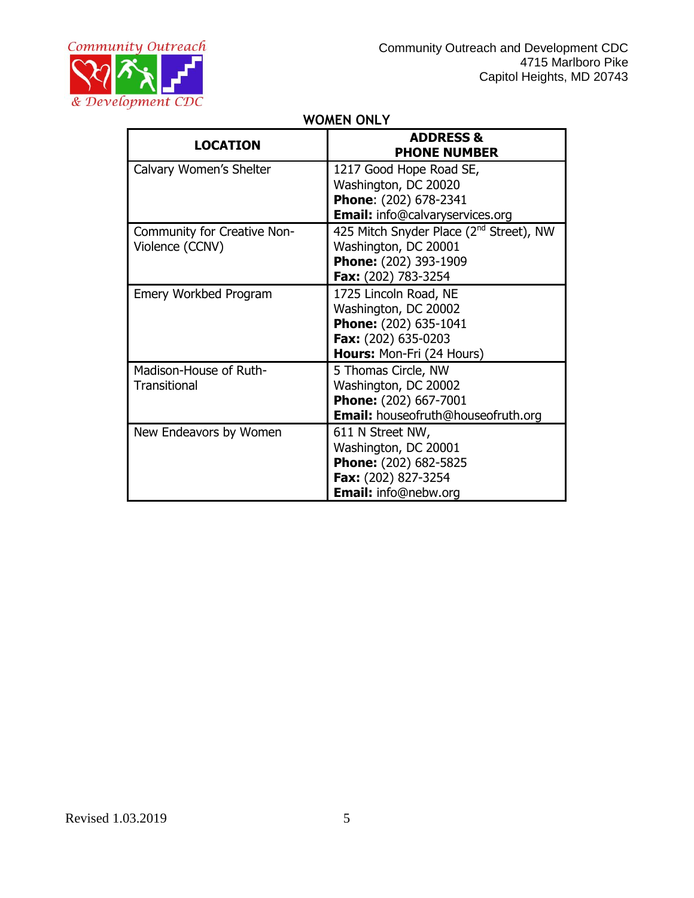Community Outreach and Development CDC
4715 Marlboro Pike
Capitol Heights, MD 20743

## WOMEN ONLY

| LOCATION | ADDRESS & PHONE NUMBER |
|---|---|
| Calvary Women's Shelter | 1217 Good Hope Road SE, Washington, DC 20020 **Phone**: (202) 678-2341 **Email:** info@calvaryservices.org |
| Community for Creative Non-Violence (CCNV) | 425 Mitch Snyder Place (2nd Street), NW Washington, DC 20001 **Phone:** (202) 393-1909 **Fax:** (202) 783-3254 |
| Emery Workbed Program | 1725 Lincoln Road, NE Washington, DC 20002 **Phone:** (202) 635-1041 **Fax:** (202) 635-0203 **Hours:** Mon-Fri (24 Hours) |
| Madison-House of Ruth-Transitional | 5 Thomas Circle, NW Washington, DC 20002 **Phone:** (202) 667-7001 **Email:** houseofruth@houseofruth.org |
| New Endeavors by Women | 611 N Street NW, Washington, DC 20001 **Phone:** (202) 682-5825 **Fax:** (202) 827-3254 **Email:** info@nebw.org |

Revised 1.03.2019